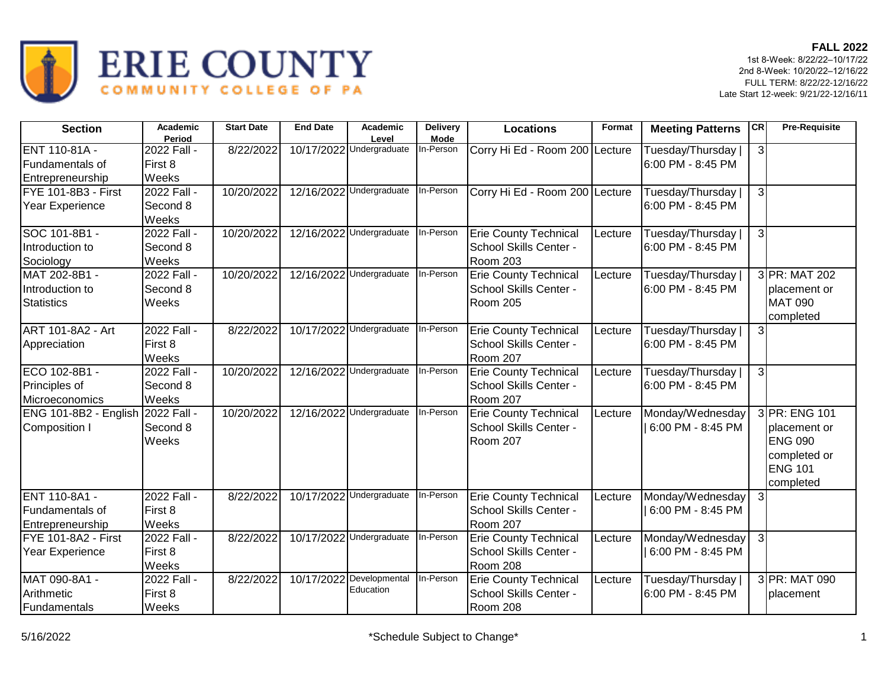# ERIE COUNTY COMMUNITY COLLEGE OF PA

**FALL 2022**

1st 8-Week: 8/22/22–10/17/22
2nd 8-Week: 10/20/22–12/16/22
FULL TERM: 8/22/22-12/16/22
Late Start 12-week: 9/21/22-12/16/11

| Section | Academic Period | Start Date | End Date | Academic Level | Delivery Mode | Locations | Format | Meeting Patterns | CR | Pre-Requisite |
|---|---|---|---|---|---|---|---|---|---|---|
| ENT 110-81A - Fundamentals of Entrepreneurship | 2022 Fall - First 8 Weeks | 8/22/2022 | 10/17/2022 | Undergraduate | In-Person | Corry Hi Ed - Room 200 | Lecture | Tuesday/Thursday \| 6:00 PM - 8:45 PM | 3 | |
| FYE 101-8B3 - First Year Experience | 2022 Fall - Second 8 Weeks | 10/20/2022 | 12/16/2022 | Undergraduate | In-Person | Corry Hi Ed - Room 200 | Lecture | Tuesday/Thursday \| 6:00 PM - 8:45 PM | 3 | |
| SOC 101-8B1 - Introduction to Sociology | 2022 Fall - Second 8 Weeks | 10/20/2022 | 12/16/2022 | Undergraduate | In-Person | Erie County Technical School Skills Center - Room 203 | Lecture | Tuesday/Thursday \| 6:00 PM - 8:45 PM | 3 | |
| MAT 202-8B1 - Introduction to Statistics | 2022 Fall - Second 8 Weeks | 10/20/2022 | 12/16/2022 | Undergraduate | In-Person | Erie County Technical School Skills Center - Room 205 | Lecture | Tuesday/Thursday \| 6:00 PM - 8:45 PM | 3 | PR: MAT 202 placement or MAT 090 completed |
| ART 101-8A2 - Art Appreciation | 2022 Fall - First 8 Weeks | 8/22/2022 | 10/17/2022 | Undergraduate | In-Person | Erie County Technical School Skills Center - Room 207 | Lecture | Tuesday/Thursday \| 6:00 PM - 8:45 PM | 3 | |
| ECO 102-8B1 - Principles of Microeconomics | 2022 Fall - Second 8 Weeks | 10/20/2022 | 12/16/2022 | Undergraduate | In-Person | Erie County Technical School Skills Center - Room 207 | Lecture | Tuesday/Thursday \| 6:00 PM - 8:45 PM | 3 | |
| ENG 101-8B2 - English Composition I | 2022 Fall - Second 8 Weeks | 10/20/2022 | 12/16/2022 | Undergraduate | In-Person | Erie County Technical School Skills Center - Room 207 | Lecture | Monday/Wednesday \| 6:00 PM - 8:45 PM | 3 | PR: ENG 101 placement or ENG 090 completed or ENG 101 completed |
| ENT 110-8A1 - Fundamentals of Entrepreneurship | 2022 Fall - First 8 Weeks | 8/22/2022 | 10/17/2022 | Undergraduate | In-Person | Erie County Technical School Skills Center - Room 207 | Lecture | Monday/Wednesday \| 6:00 PM - 8:45 PM | 3 | |
| FYE 101-8A2 - First Year Experience | 2022 Fall - First 8 Weeks | 8/22/2022 | 10/17/2022 | Undergraduate | In-Person | Erie County Technical School Skills Center - Room 208 | Lecture | Monday/Wednesday \| 6:00 PM - 8:45 PM | 3 | |
| MAT 090-8A1 - Arithmetic Fundamentals | 2022 Fall - First 8 Weeks | 8/22/2022 | 10/17/2022 | Developmental Education | In-Person | Erie County Technical School Skills Center - Room 208 | Lecture | Tuesday/Thursday \| 6:00 PM - 8:45 PM | 3 | PR: MAT 090 placement |

5/16/2022 *Schedule Subject to Change*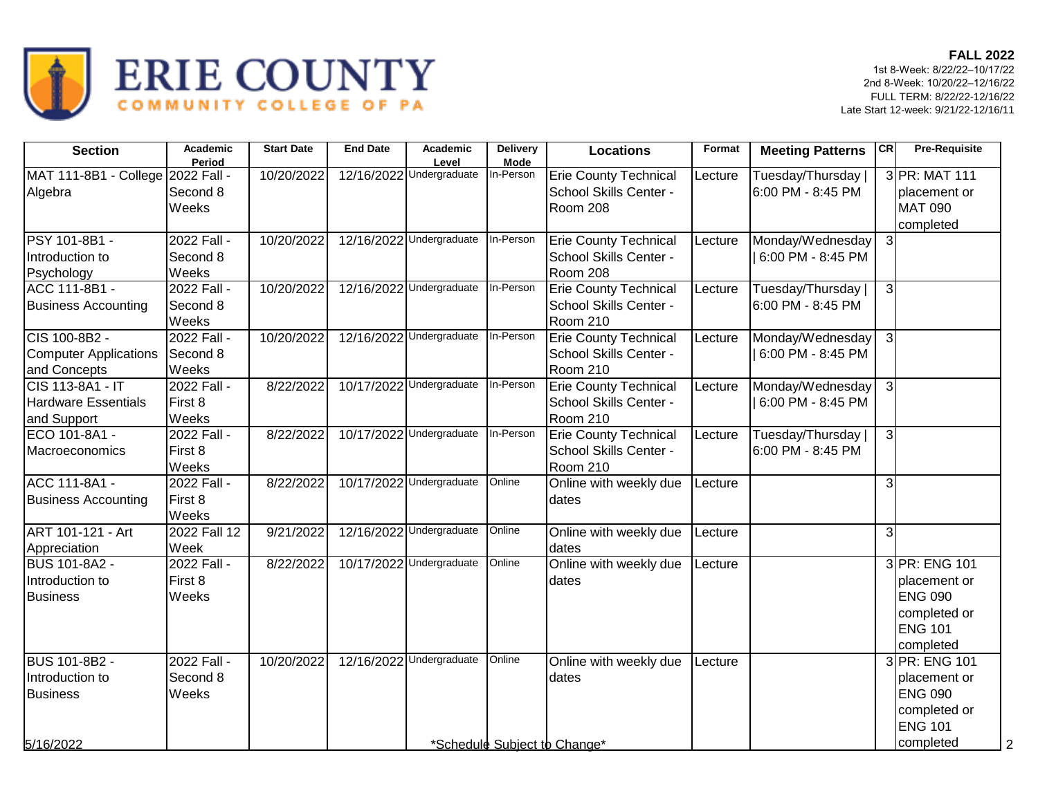ERIE COUNTY COMMUNITY COLLEGE OF PA

**FALL 2022**
1st 8-Week: 8/22/22–10/17/22
2nd 8-Week: 10/20/22–12/16/22
FULL TERM: 8/22/22-12/16/22
Late Start 12-week: 9/21/22-12/16/11

| Section | Academic Period | Start Date | End Date | Academic Level | Delivery Mode | Locations | Format | Meeting Patterns | CR | Pre-Requisite |
|---|---|---|---|---|---|---|---|---|---|---|
| MAT 111-8B1 - College Algebra | 2022 Fall - Second 8 Weeks | 10/20/2022 | 12/16/2022 | Undergraduate | In-Person | Erie County Technical School Skills Center - Room 208 | Lecture | Tuesday/Thursday \| 6:00 PM - 8:45 PM | 3 | PR: MAT 111 placement or MAT 090 completed |
| PSY 101-8B1 - Introduction to Psychology | 2022 Fall - Second 8 Weeks | 10/20/2022 | 12/16/2022 | Undergraduate | In-Person | Erie County Technical School Skills Center - Room 208 | Lecture | Monday/Wednesday \| 6:00 PM - 8:45 PM | 3 | |
| ACC 111-8B1 - Business Accounting | 2022 Fall - Second 8 Weeks | 10/20/2022 | 12/16/2022 | Undergraduate | In-Person | Erie County Technical School Skills Center - Room 210 | Lecture | Tuesday/Thursday \| 6:00 PM - 8:45 PM | 3 | |
| CIS 100-8B2 - Computer Applications and Concepts | 2022 Fall - Second 8 Weeks | 10/20/2022 | 12/16/2022 | Undergraduate | In-Person | Erie County Technical School Skills Center - Room 210 | Lecture | Monday/Wednesday \| 6:00 PM - 8:45 PM | 3 | |
| CIS 113-8A1 - IT Hardware Essentials and Support | 2022 Fall - First 8 Weeks | 8/22/2022 | 10/17/2022 | Undergraduate | In-Person | Erie County Technical School Skills Center - Room 210 | Lecture | Monday/Wednesday \| 6:00 PM - 8:45 PM | 3 | |
| ECO 101-8A1 - Macroeconomics | 2022 Fall - First 8 Weeks | 8/22/2022 | 10/17/2022 | Undergraduate | In-Person | Erie County Technical School Skills Center - Room 210 | Lecture | Tuesday/Thursday \| 6:00 PM - 8:45 PM | 3 | |
| ACC 111-8A1 - Business Accounting | 2022 Fall - First 8 Weeks | 8/22/2022 | 10/17/2022 | Undergraduate | Online | Online with weekly due dates | Lecture | | 3 | |
| ART 101-121 - Art Appreciation | 2022 Fall 12 Week | 9/21/2022 | 12/16/2022 | Undergraduate | Online | Online with weekly due dates | Lecture | | 3 | |
| BUS 101-8A2 - Introduction to Business | 2022 Fall - First 8 Weeks | 8/22/2022 | 10/17/2022 | Undergraduate | Online | Online with weekly due dates | Lecture | | 3 | PR: ENG 101 placement or ENG 090 completed or ENG 101 completed |
| BUS 101-8B2 - Introduction to Business | 2022 Fall - Second 8 Weeks | 10/20/2022 | 12/16/2022 | Undergraduate | Online | Online with weekly due dates | Lecture | | 3 | PR: ENG 101 placement or ENG 090 completed or ENG 101 completed |

5/16/2022 *Schedule Subject to Change*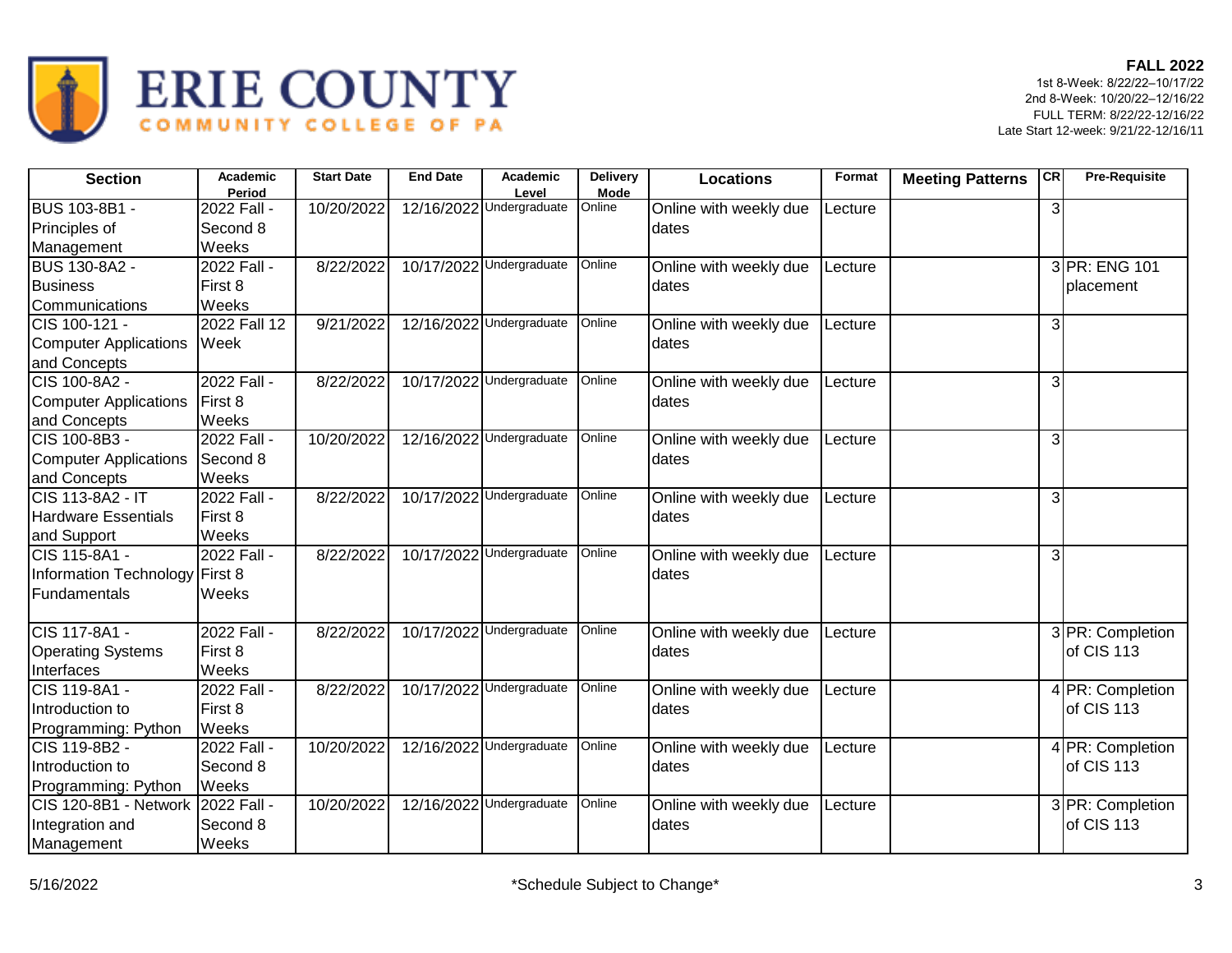ERIE COUNTY COMMUNITY COLLEGE OF PA

**FALL 2022**
1st 8-Week: 8/22/22–10/17/22
2nd 8-Week: 10/20/22–12/16/22
FULL TERM: 8/22/22-12/16/22
Late Start 12-week: 9/21/22-12/16/11

| Section | Academic Period | Start Date | End Date | Academic Level | Delivery Mode | Locations | Format | Meeting Patterns | CR | Pre-Requisite |
|---|---|---|---|---|---|---|---|---|---|---|
| BUS 103-8B1 - Principles of Management | 2022 Fall - Second 8 Weeks | 10/20/2022 | 12/16/2022 | Undergraduate | Online | Online with weekly due dates | Lecture | | 3 | |
| BUS 130-8A2 - Business Communications | 2022 Fall - First 8 Weeks | 8/22/2022 | 10/17/2022 | Undergraduate | Online | Online with weekly due dates | Lecture | | 3 | PR: ENG 101 placement |
| CIS 100-121 - Computer Applications and Concepts | 2022 Fall 12 Week | 9/21/2022 | 12/16/2022 | Undergraduate | Online | Online with weekly due dates | Lecture | | 3 | |
| CIS 100-8A2 - Computer Applications and Concepts | 2022 Fall - First 8 Weeks | 8/22/2022 | 10/17/2022 | Undergraduate | Online | Online with weekly due dates | Lecture | | 3 | |
| CIS 100-8B3 - Computer Applications and Concepts | 2022 Fall - Second 8 Weeks | 10/20/2022 | 12/16/2022 | Undergraduate | Online | Online with weekly due dates | Lecture | | 3 | |
| CIS 113-8A2 - IT Hardware Essentials and Support | 2022 Fall - First 8 Weeks | 8/22/2022 | 10/17/2022 | Undergraduate | Online | Online with weekly due dates | Lecture | | 3 | |
| CIS 115-8A1 - Information Technology Fundamentals | 2022 Fall - First 8 Weeks | 8/22/2022 | 10/17/2022 | Undergraduate | Online | Online with weekly due dates | Lecture | | 3 | |
| CIS 117-8A1 - Operating Systems Interfaces | 2022 Fall - First 8 Weeks | 8/22/2022 | 10/17/2022 | Undergraduate | Online | Online with weekly due dates | Lecture | | 3 | PR: Completion of CIS 113 |
| CIS 119-8A1 - Introduction to Programming: Python | 2022 Fall - First 8 Weeks | 8/22/2022 | 10/17/2022 | Undergraduate | Online | Online with weekly due dates | Lecture | | 4 | PR: Completion of CIS 113 |
| CIS 119-8B2 - Introduction to Programming: Python | 2022 Fall - Second 8 Weeks | 10/20/2022 | 12/16/2022 | Undergraduate | Online | Online with weekly due dates | Lecture | | 4 | PR: Completion of CIS 113 |
| CIS 120-8B1 - Network Integration and Management | 2022 Fall - Second 8 Weeks | 10/20/2022 | 12/16/2022 | Undergraduate | Online | Online with weekly due dates | Lecture | | 3 | PR: Completion of CIS 113 |

5/16/2022 *Schedule Subject to Change*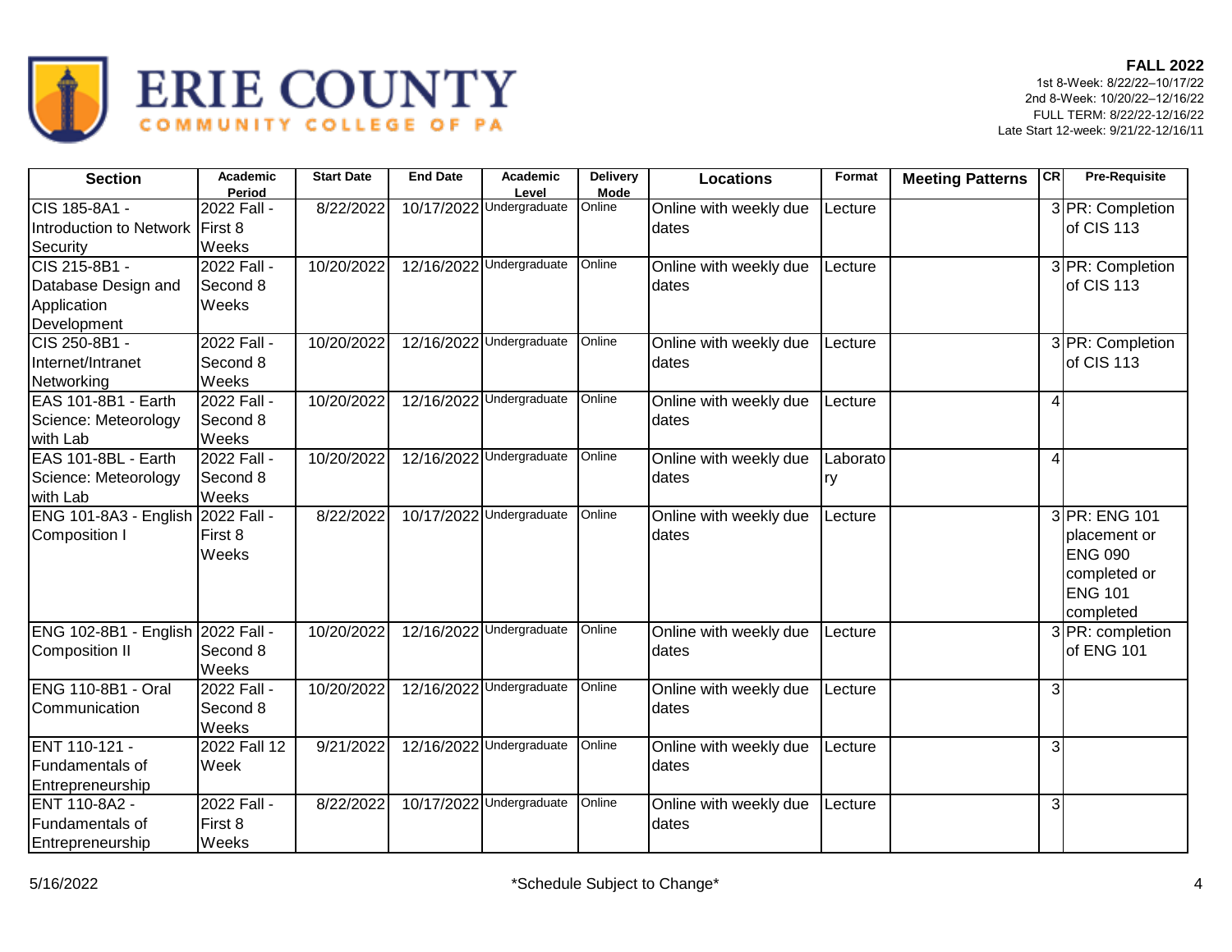# ERIE COUNTY COMMUNITY COLLEGE OF PA

**FALL 2022**
1st 8-Week: 8/22/22–10/17/22
2nd 8-Week: 10/20/22–12/16/22
FULL TERM: 8/22/22-12/16/22
Late Start 12-week: 9/21/22-12/16/11

| Section | Academic Period | Start Date | End Date | Academic Level | Delivery Mode | Locations | Format | Meeting Patterns | CR | Pre-Requisite |
|---|---|---|---|---|---|---|---|---|---|---|
| CIS 185-8A1 - Introduction to Network Security | 2022 Fall - First 8 Weeks | 8/22/2022 | 10/17/2022 | Undergraduate | Online | Online with weekly due dates | Lecture | | 3 | PR: Completion of CIS 113 |
| CIS 215-8B1 - Database Design and Application Development | 2022 Fall - Second 8 Weeks | 10/20/2022 | 12/16/2022 | Undergraduate | Online | Online with weekly due dates | Lecture | | 3 | PR: Completion of CIS 113 |
| CIS 250-8B1 - Internet/Intranet Networking | 2022 Fall - Second 8 Weeks | 10/20/2022 | 12/16/2022 | Undergraduate | Online | Online with weekly due dates | Lecture | | 3 | PR: Completion of CIS 113 |
| EAS 101-8B1 - Earth Science: Meteorology with Lab | 2022 Fall - Second 8 Weeks | 10/20/2022 | 12/16/2022 | Undergraduate | Online | Online with weekly due dates | Lecture | | 4 | |
| EAS 101-8BL - Earth Science: Meteorology with Lab | 2022 Fall - Second 8 Weeks | 10/20/2022 | 12/16/2022 | Undergraduate | Online | Online with weekly due dates | Laboratory | | 4 | |
| ENG 101-8A3 - English Composition I | 2022 Fall - First 8 Weeks | 8/22/2022 | 10/17/2022 | Undergraduate | Online | Online with weekly due dates | Lecture | | 3 | PR: ENG 101 placement or ENG 090 completed or ENG 101 completed |
| ENG 102-8B1 - English Composition II | 2022 Fall - Second 8 Weeks | 10/20/2022 | 12/16/2022 | Undergraduate | Online | Online with weekly due dates | Lecture | | 3 | PR: completion of ENG 101 |
| ENG 110-8B1 - Oral Communication | 2022 Fall - Second 8 Weeks | 10/20/2022 | 12/16/2022 | Undergraduate | Online | Online with weekly due dates | Lecture | | 3 | |
| ENT 110-121 - Fundamentals of Entrepreneurship | 2022 Fall 12 Week | 9/21/2022 | 12/16/2022 | Undergraduate | Online | Online with weekly due dates | Lecture | | 3 | |
| ENT 110-8A2 - Fundamentals of Entrepreneurship | 2022 Fall - First 8 Weeks | 8/22/2022 | 10/17/2022 | Undergraduate | Online | Online with weekly due dates | Lecture | | 3 | |

5/16/2022 *Schedule Subject to Change*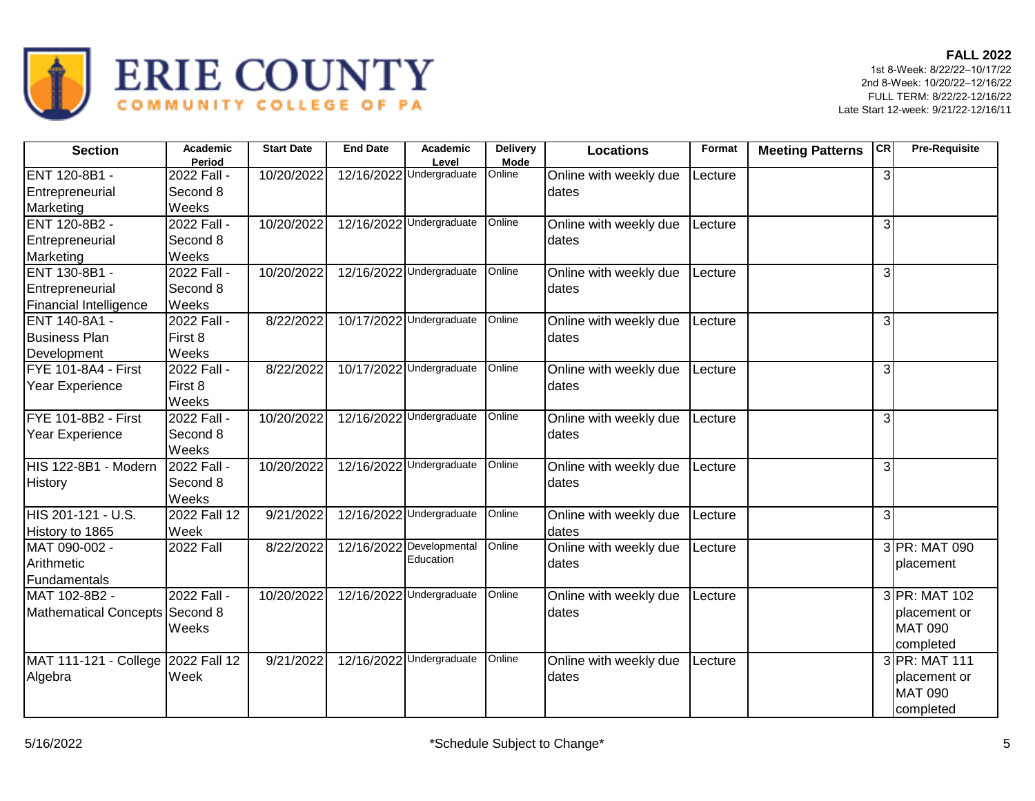ERIE COUNTY COMMUNITY COLLEGE OF PA

**FALL 2022**
1st 8-Week: 8/22/22–10/17/22
2nd 8-Week: 10/20/22–12/16/22
FULL TERM: 8/22/22-12/16/22
Late Start 12-week: 9/21/22-12/16/11

| Section | Academic Period | Start Date | End Date | Academic Level | Delivery Mode | Locations | Format | Meeting Patterns | CR | Pre-Requisite |
|---|---|---|---|---|---|---|---|---|---|---|
| ENT 120-8B1 - Entrepreneurial Marketing | 2022 Fall - Second 8 Weeks | 10/20/2022 | 12/16/2022 | Undergraduate | Online | Online with weekly due dates | Lecture | | 3 | |
| ENT 120-8B2 - Entrepreneurial Marketing | 2022 Fall - Second 8 Weeks | 10/20/2022 | 12/16/2022 | Undergraduate | Online | Online with weekly due dates | Lecture | | 3 | |
| ENT 130-8B1 - Entrepreneurial Financial Intelligence | 2022 Fall - Second 8 Weeks | 10/20/2022 | 12/16/2022 | Undergraduate | Online | Online with weekly due dates | Lecture | | 3 | |
| ENT 140-8A1 - Business Plan Development | 2022 Fall - First 8 Weeks | 8/22/2022 | 10/17/2022 | Undergraduate | Online | Online with weekly due dates | Lecture | | 3 | |
| FYE 101-8A4 - First Year Experience | 2022 Fall - First 8 Weeks | 8/22/2022 | 10/17/2022 | Undergraduate | Online | Online with weekly due dates | Lecture | | 3 | |
| FYE 101-8B2 - First Year Experience | 2022 Fall - Second 8 Weeks | 10/20/2022 | 12/16/2022 | Undergraduate | Online | Online with weekly due dates | Lecture | | 3 | |
| HIS 122-8B1 - Modern History | 2022 Fall - Second 8 Weeks | 10/20/2022 | 12/16/2022 | Undergraduate | Online | Online with weekly due dates | Lecture | | 3 | |
| HIS 201-121 - U.S. History to 1865 | 2022 Fall 12 Week | 9/21/2022 | 12/16/2022 | Undergraduate | Online | Online with weekly due dates | Lecture | | 3 | |
| MAT 090-002 - Arithmetic Fundamentals | 2022 Fall | 8/22/2022 | 12/16/2022 | Developmental Education | Online | Online with weekly due dates | Lecture | | 3 | PR: MAT 090 placement |
| MAT 102-8B2 - Mathematical Concepts | 2022 Fall - Second 8 Weeks | 10/20/2022 | 12/16/2022 | Undergraduate | Online | Online with weekly due dates | Lecture | | 3 | PR: MAT 102 placement or MAT 090 completed |
| MAT 111-121 - College Algebra | 2022 Fall 12 Week | 9/21/2022 | 12/16/2022 | Undergraduate | Online | Online with weekly due dates | Lecture | | 3 | PR: MAT 111 placement or MAT 090 completed |

5/16/2022 *Schedule Subject to Change*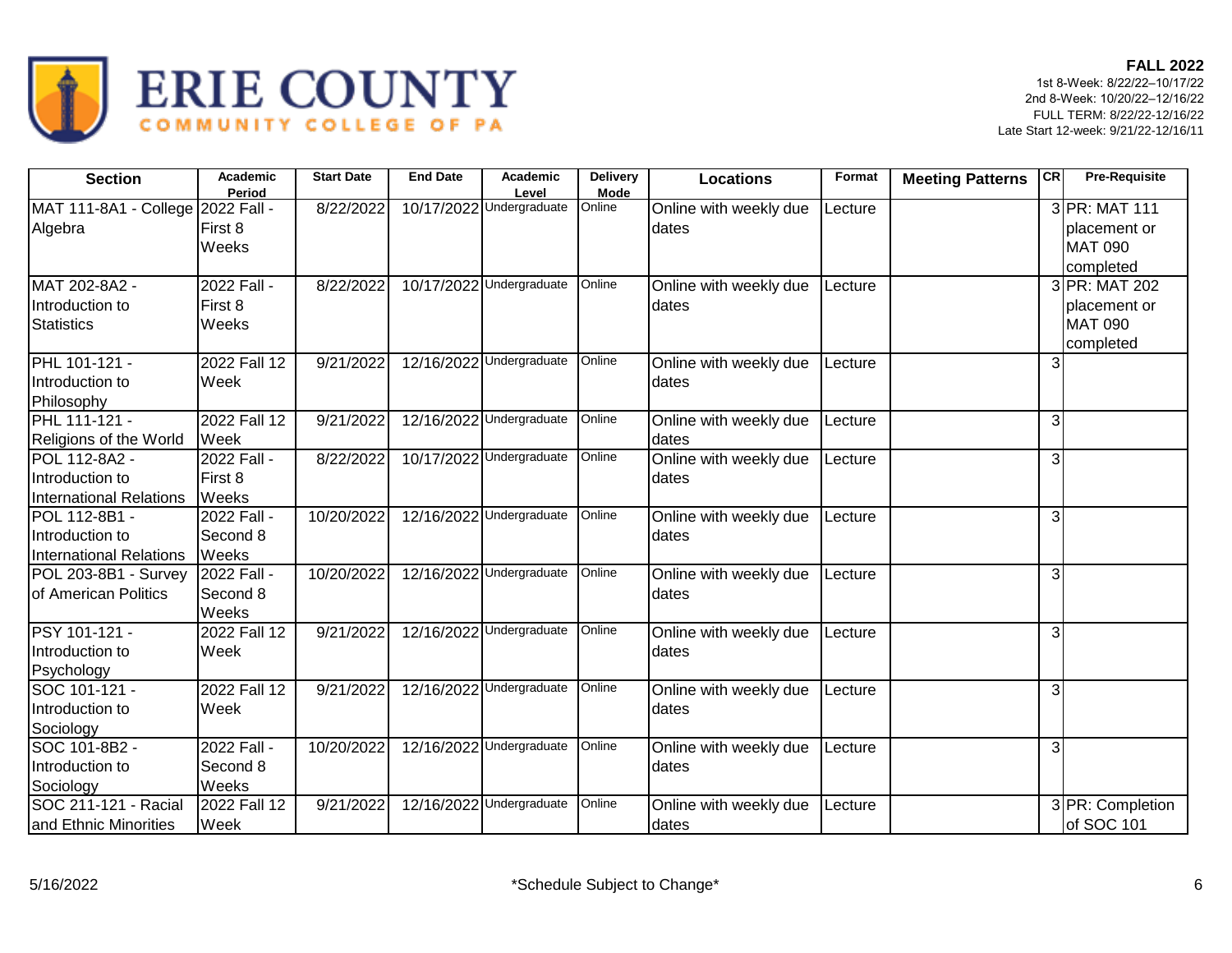ERIE COUNTY COMMUNITY COLLEGE OF PA

**FALL 2022**
1st 8-Week: 8/22/22–10/17/22
2nd 8-Week: 10/20/22–12/16/22
FULL TERM: 8/22/22-12/16/22
Late Start 12-week: 9/21/22-12/16/11

| Section | Academic Period | Start Date | End Date | Academic Level | Delivery Mode | Locations | Format | Meeting Patterns | CR | Pre-Requisite |
|---|---|---|---|---|---|---|---|---|---|---|
| MAT 111-8A1 - College Algebra | 2022 Fall - First 8 Weeks | 8/22/2022 | 10/17/2022 | Undergraduate | Online | Online with weekly due dates | Lecture | | 3 | PR: MAT 111 placement or MAT 090 completed |
| MAT 202-8A2 - Introduction to Statistics | 2022 Fall - First 8 Weeks | 8/22/2022 | 10/17/2022 | Undergraduate | Online | Online with weekly due dates | Lecture | | 3 | PR: MAT 202 placement or MAT 090 completed |
| PHL 101-121 - Introduction to Philosophy | 2022 Fall 12 Week | 9/21/2022 | 12/16/2022 | Undergraduate | Online | Online with weekly due dates | Lecture | | 3 | |
| PHL 111-121 - Religions of the World | 2022 Fall 12 Week | 9/21/2022 | 12/16/2022 | Undergraduate | Online | Online with weekly due dates | Lecture | | 3 | |
| POL 112-8A2 - Introduction to International Relations | 2022 Fall - First 8 Weeks | 8/22/2022 | 10/17/2022 | Undergraduate | Online | Online with weekly due dates | Lecture | | 3 | |
| POL 112-8B1 - Introduction to International Relations | 2022 Fall - Second 8 Weeks | 10/20/2022 | 12/16/2022 | Undergraduate | Online | Online with weekly due dates | Lecture | | 3 | |
| POL 203-8B1 - Survey of American Politics | 2022 Fall - Second 8 Weeks | 10/20/2022 | 12/16/2022 | Undergraduate | Online | Online with weekly due dates | Lecture | | 3 | |
| PSY 101-121 - Introduction to Psychology | 2022 Fall 12 Week | 9/21/2022 | 12/16/2022 | Undergraduate | Online | Online with weekly due dates | Lecture | | 3 | |
| SOC 101-121 - Introduction to Sociology | 2022 Fall 12 Week | 9/21/2022 | 12/16/2022 | Undergraduate | Online | Online with weekly due dates | Lecture | | 3 | |
| SOC 101-8B2 - Introduction to Sociology | 2022 Fall - Second 8 Weeks | 10/20/2022 | 12/16/2022 | Undergraduate | Online | Online with weekly due dates | Lecture | | 3 | |
| SOC 211-121 - Racial and Ethnic Minorities | 2022 Fall 12 Week | 9/21/2022 | 12/16/2022 | Undergraduate | Online | Online with weekly due dates | Lecture | | 3 | PR: Completion of SOC 101 |

5/16/2022 *Schedule Subject to Change*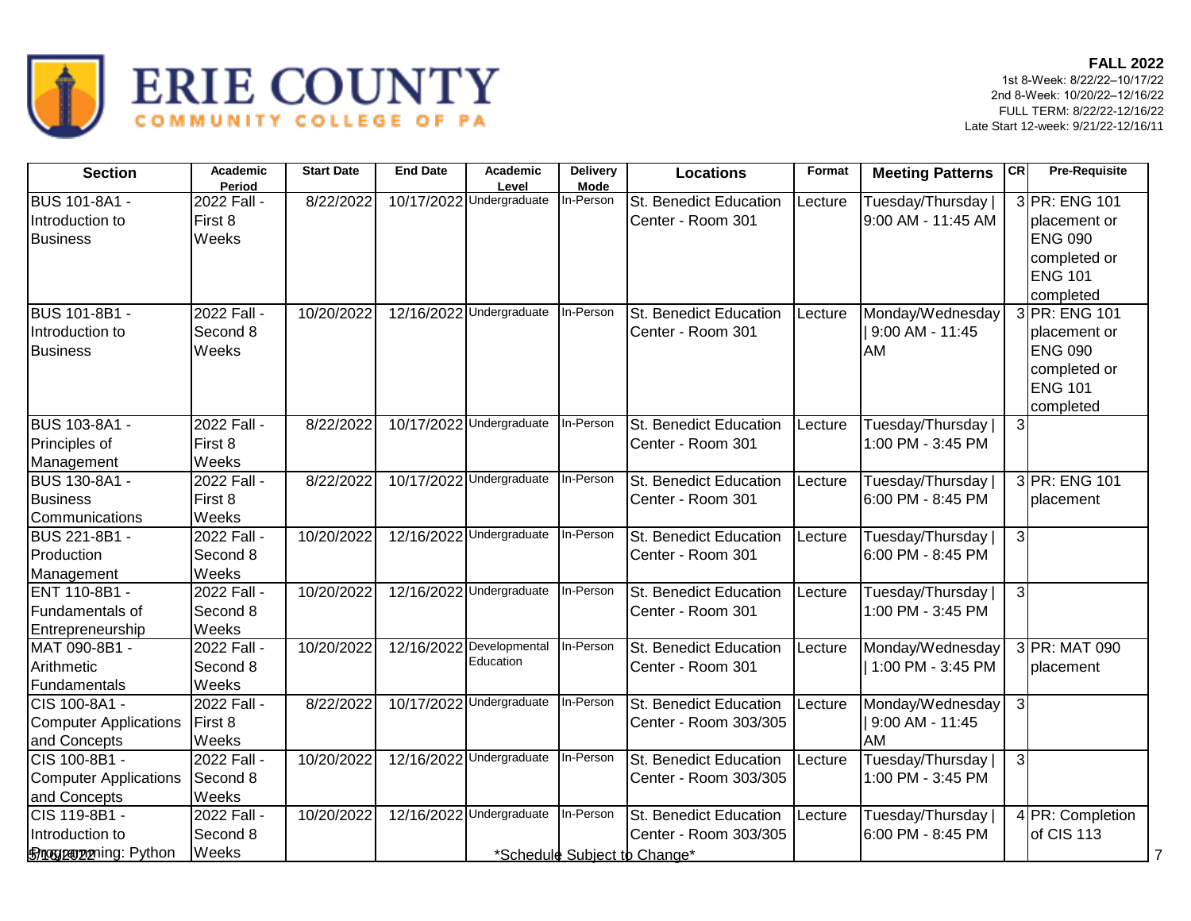# ERIE COUNTY COMMUNITY COLLEGE OF PA

**FALL 2022**
1st 8-Week: 8/22/22–10/17/22
2nd 8-Week: 10/20/22–12/16/22
FULL TERM: 8/22/22-12/16/22
Late Start 12-week: 9/21/22-12/16/11

| Section | Academic Period | Start Date | End Date | Academic Level | Delivery Mode | Locations | Format | Meeting Patterns | CR | Pre-Requisite |
|---|---|---|---|---|---|---|---|---|---|---|
| BUS 101-8A1 - Introduction to Business | 2022 Fall - First 8 Weeks | 8/22/2022 | 10/17/2022 | Undergraduate | In-Person | St. Benedict Education Center - Room 301 | Lecture | Tuesday/Thursday \| 9:00 AM - 11:45 AM | 3 | PR: ENG 101 placement or ENG 090 completed or ENG 101 completed |
| BUS 101-8B1 - Introduction to Business | 2022 Fall - Second 8 Weeks | 10/20/2022 | 12/16/2022 | Undergraduate | In-Person | St. Benedict Education Center - Room 301 | Lecture | Monday/Wednesday \| 9:00 AM - 11:45 AM | 3 | PR: ENG 101 placement or ENG 090 completed or ENG 101 completed |
| BUS 103-8A1 - Principles of Management | 2022 Fall - First 8 Weeks | 8/22/2022 | 10/17/2022 | Undergraduate | In-Person | St. Benedict Education Center - Room 301 | Lecture | Tuesday/Thursday \| 1:00 PM - 3:45 PM | 3 | |
| BUS 130-8A1 - Business Communications | 2022 Fall - First 8 Weeks | 8/22/2022 | 10/17/2022 | Undergraduate | In-Person | St. Benedict Education Center - Room 301 | Lecture | Tuesday/Thursday \| 6:00 PM - 8:45 PM | 3 | PR: ENG 101 placement |
| BUS 221-8B1 - Production Management | 2022 Fall - Second 8 Weeks | 10/20/2022 | 12/16/2022 | Undergraduate | In-Person | St. Benedict Education Center - Room 301 | Lecture | Tuesday/Thursday \| 6:00 PM - 8:45 PM | 3 | |
| ENT 110-8B1 - Fundamentals of Entrepreneurship | 2022 Fall - Second 8 Weeks | 10/20/2022 | 12/16/2022 | Undergraduate | In-Person | St. Benedict Education Center - Room 301 | Lecture | Tuesday/Thursday \| 1:00 PM - 3:45 PM | 3 | |
| MAT 090-8B1 - Arithmetic Fundamentals | 2022 Fall - Second 8 Weeks | 10/20/2022 | 12/16/2022 | Developmental Education | In-Person | St. Benedict Education Center - Room 301 | Lecture | Monday/Wednesday \| 1:00 PM - 3:45 PM | 3 | PR: MAT 090 placement |
| CIS 100-8A1 - Computer Applications and Concepts | 2022 Fall - First 8 Weeks | 8/22/2022 | 10/17/2022 | Undergraduate | In-Person | St. Benedict Education Center - Room 303/305 | Lecture | Monday/Wednesday \| 9:00 AM - 11:45 AM | 3 | |
| CIS 100-8B1 - Computer Applications and Concepts | 2022 Fall - Second 8 Weeks | 10/20/2022 | 12/16/2022 | Undergraduate | In-Person | St. Benedict Education Center - Room 303/305 | Lecture | Tuesday/Thursday \| 1:00 PM - 3:45 PM | 3 | |
| CIS 119-8B1 - Introduction to Programming: Python | 2022 Fall - Second 8 Weeks | 10/20/2022 | 12/16/2022 | Undergraduate | In-Person | St. Benedict Education Center - Room 303/305 | Lecture | Tuesday/Thursday \| 6:00 PM - 8:45 PM | 4 | PR: Completion of CIS 113 |

*Schedule Subject to Change*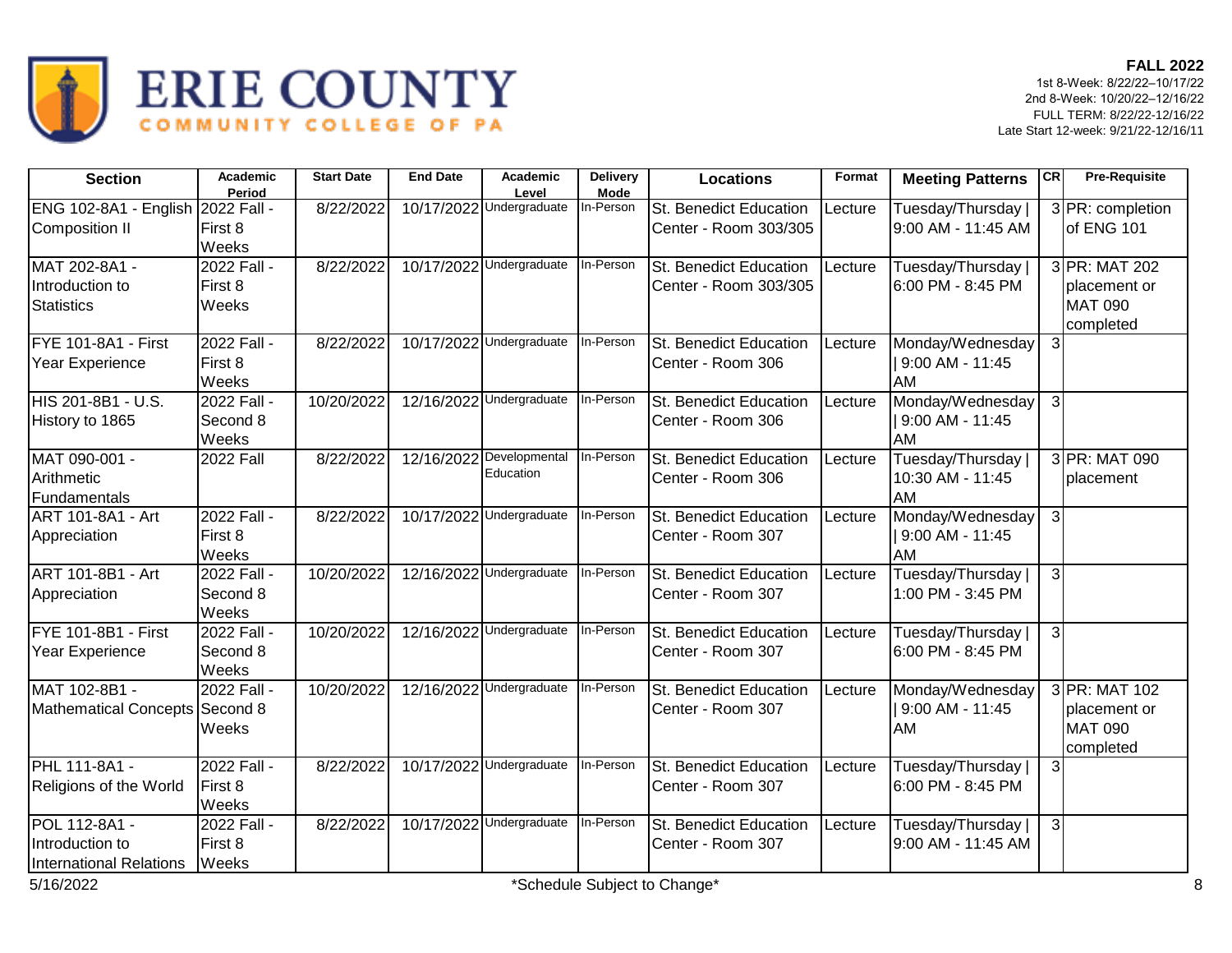ERIE COUNTY
COMMUNITY COLLEGE OF PA

**FALL 2022**
1st 8-Week: 8/22/22–10/17/22
2nd 8-Week: 10/20/22–12/16/22
FULL TERM: 8/22/22-12/16/22
Late Start 12-week: 9/21/22-12/16/11

| Section | Academic Period | Start Date | End Date | Academic Level | Delivery Mode | Locations | Format | Meeting Patterns | CR | Pre-Requisite |
|---|---|---|---|---|---|---|---|---|---|---|
| ENG 102-8A1 - English Composition II | 2022 Fall - First 8 Weeks | 8/22/2022 | 10/17/2022 | Undergraduate | In-Person | St. Benedict Education Center - Room 303/305 | Lecture | Tuesday/Thursday \| 9:00 AM - 11:45 AM | 3 | PR: completion of ENG 101 |
| MAT 202-8A1 - Introduction to Statistics | 2022 Fall - First 8 Weeks | 8/22/2022 | 10/17/2022 | Undergraduate | In-Person | St. Benedict Education Center - Room 303/305 | Lecture | Tuesday/Thursday \| 6:00 PM - 8:45 PM | 3 | PR: MAT 202 placement or MAT 090 completed |
| FYE 101-8A1 - First Year Experience | 2022 Fall - First 8 Weeks | 8/22/2022 | 10/17/2022 | Undergraduate | In-Person | St. Benedict Education Center - Room 306 | Lecture | Monday/Wednesday \| 9:00 AM - 11:45 AM | 3 | |
| HIS 201-8B1 - U.S. History to 1865 | 2022 Fall - Second 8 Weeks | 10/20/2022 | 12/16/2022 | Undergraduate | In-Person | St. Benedict Education Center - Room 306 | Lecture | Monday/Wednesday \| 9:00 AM - 11:45 AM | 3 | |
| MAT 090-001 - Arithmetic Fundamentals | 2022 Fall | 8/22/2022 | 12/16/2022 | Developmental Education | In-Person | St. Benedict Education Center - Room 306 | Lecture | Tuesday/Thursday \| 10:30 AM - 11:45 AM | 3 | PR: MAT 090 placement |
| ART 101-8A1 - Art Appreciation | 2022 Fall - First 8 Weeks | 8/22/2022 | 10/17/2022 | Undergraduate | In-Person | St. Benedict Education Center - Room 307 | Lecture | Monday/Wednesday \| 9:00 AM - 11:45 AM | 3 | |
| ART 101-8B1 - Art Appreciation | 2022 Fall - Second 8 Weeks | 10/20/2022 | 12/16/2022 | Undergraduate | In-Person | St. Benedict Education Center - Room 307 | Lecture | Tuesday/Thursday \| 1:00 PM - 3:45 PM | 3 | |
| FYE 101-8B1 - First Year Experience | 2022 Fall - Second 8 Weeks | 10/20/2022 | 12/16/2022 | Undergraduate | In-Person | St. Benedict Education Center - Room 307 | Lecture | Tuesday/Thursday \| 6:00 PM - 8:45 PM | 3 | |
| MAT 102-8B1 - Mathematical Concepts | 2022 Fall - Second 8 Weeks | 10/20/2022 | 12/16/2022 | Undergraduate | In-Person | St. Benedict Education Center - Room 307 | Lecture | Monday/Wednesday \| 9:00 AM - 11:45 AM | 3 | PR: MAT 102 placement or MAT 090 completed |
| PHL 111-8A1 - Religions of the World | 2022 Fall - First 8 Weeks | 8/22/2022 | 10/17/2022 | Undergraduate | In-Person | St. Benedict Education Center - Room 307 | Lecture | Tuesday/Thursday \| 6:00 PM - 8:45 PM | 3 | |
| POL 112-8A1 - Introduction to International Relations | 2022 Fall - First 8 Weeks | 8/22/2022 | 10/17/2022 | Undergraduate | In-Person | St. Benedict Education Center - Room 307 | Lecture | Tuesday/Thursday \| 9:00 AM - 11:45 AM | 3 | |

5/16/2022 *Schedule Subject to Change*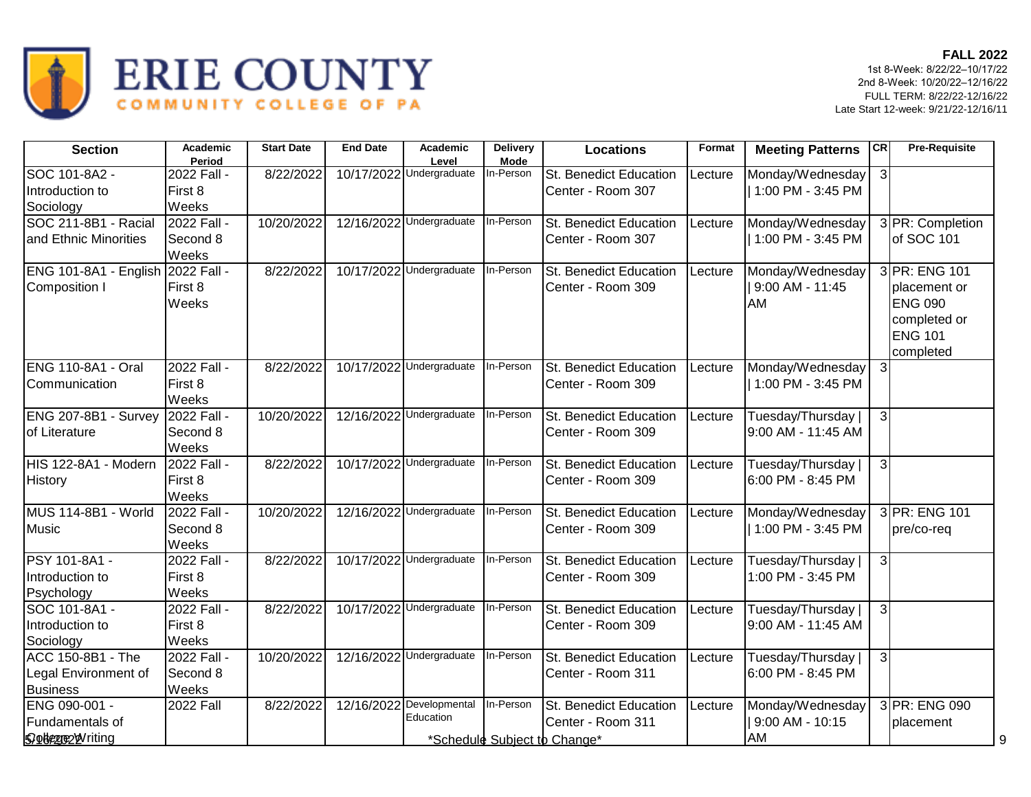# ERIE COUNTY COMMUNITY COLLEGE OF PA

**FALL 2022**
1st 8-Week: 8/22/22–10/17/22
2nd 8-Week: 10/20/22–12/16/22
FULL TERM: 8/22/22-12/16/22
Late Start 12-week: 9/21/22-12/16/11

| Section | Academic Period | Start Date | End Date | Academic Level | Delivery Mode | Locations | Format | Meeting Patterns | CR | Pre-Requisite |
|---|---|---|---|---|---|---|---|---|---|---|
| SOC 101-8A2 - Introduction to Sociology | 2022 Fall - First 8 Weeks | 8/22/2022 | 10/17/2022 | Undergraduate | In-Person | St. Benedict Education Center - Room 307 | Lecture | Monday/Wednesday \| 1:00 PM - 3:45 PM | 3 | |
| SOC 211-8B1 - Racial and Ethnic Minorities | 2022 Fall - Second 8 Weeks | 10/20/2022 | 12/16/2022 | Undergraduate | In-Person | St. Benedict Education Center - Room 307 | Lecture | Monday/Wednesday \| 1:00 PM - 3:45 PM | 3 | PR: Completion of SOC 101 |
| ENG 101-8A1 - English Composition I | 2022 Fall - First 8 Weeks | 8/22/2022 | 10/17/2022 | Undergraduate | In-Person | St. Benedict Education Center - Room 309 | Lecture | Monday/Wednesday \| 9:00 AM - 11:45 AM | 3 | PR: ENG 101 placement or ENG 090 completed or ENG 101 completed |
| ENG 110-8A1 - Oral Communication | 2022 Fall - First 8 Weeks | 8/22/2022 | 10/17/2022 | Undergraduate | In-Person | St. Benedict Education Center - Room 309 | Lecture | Monday/Wednesday \| 1:00 PM - 3:45 PM | 3 | |
| ENG 207-8B1 - Survey of Literature | 2022 Fall - Second 8 Weeks | 10/20/2022 | 12/16/2022 | Undergraduate | In-Person | St. Benedict Education Center - Room 309 | Lecture | Tuesday/Thursday \| 9:00 AM - 11:45 AM | 3 | |
| HIS 122-8A1 - Modern History | 2022 Fall - First 8 Weeks | 8/22/2022 | 10/17/2022 | Undergraduate | In-Person | St. Benedict Education Center - Room 309 | Lecture | Tuesday/Thursday \| 6:00 PM - 8:45 PM | 3 | |
| MUS 114-8B1 - World Music | 2022 Fall - Second 8 Weeks | 10/20/2022 | 12/16/2022 | Undergraduate | In-Person | St. Benedict Education Center - Room 309 | Lecture | Monday/Wednesday \| 1:00 PM - 3:45 PM | 3 | PR: ENG 101 pre/co-req |
| PSY 101-8A1 - Introduction to Psychology | 2022 Fall - First 8 Weeks | 8/22/2022 | 10/17/2022 | Undergraduate | In-Person | St. Benedict Education Center - Room 309 | Lecture | Tuesday/Thursday \| 1:00 PM - 3:45 PM | 3 | |
| SOC 101-8A1 - Introduction to Sociology | 2022 Fall - First 8 Weeks | 8/22/2022 | 10/17/2022 | Undergraduate | In-Person | St. Benedict Education Center - Room 309 | Lecture | Tuesday/Thursday \| 9:00 AM - 11:45 AM | 3 | |
| ACC 150-8B1 - The Legal Environment of Business | 2022 Fall - Second 8 Weeks | 10/20/2022 | 12/16/2022 | Undergraduate | In-Person | St. Benedict Education Center - Room 311 | Lecture | Tuesday/Thursday \| 6:00 PM - 8:45 PM | 3 | |
| ENG 090-001 - Fundamentals of College Writing | 2022 Fall | 8/22/2022 | 12/16/2022 | Developmental Education | In-Person | St. Benedict Education Center - Room 311 | Lecture | Monday/Wednesday \| 9:00 AM - 10:15 AM | 3 | PR: ENG 090 placement |

*Schedule Subject to Change*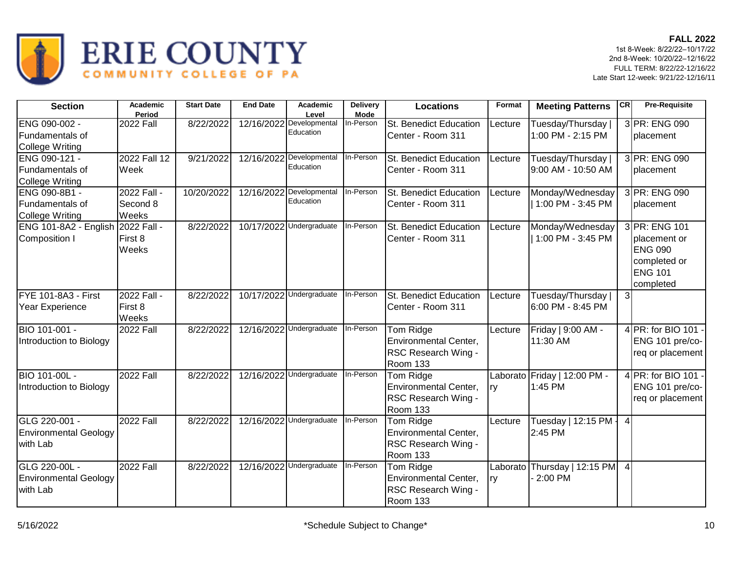# ERIE COUNTY COMMUNITY COLLEGE OF PA

**FALL 2022**
1st 8-Week: 8/22/22–10/17/22
2nd 8-Week: 10/20/22–12/16/22
FULL TERM: 8/22/22-12/16/22
Late Start 12-week: 9/21/22-12/16/11

| Section | Academic Period | Start Date | End Date | Academic Level | Delivery Mode | Locations | Format | Meeting Patterns | CR | Pre-Requisite |
|---|---|---|---|---|---|---|---|---|---|---|
| ENG 090-002 - Fundamentals of College Writing | 2022 Fall | 8/22/2022 | 12/16/2022 | Developmental Education | In-Person | St. Benedict Education Center - Room 311 | Lecture | Tuesday/Thursday \| 1:00 PM - 2:15 PM | 3 | PR: ENG 090 placement |
| ENG 090-121 - Fundamentals of College Writing | 2022 Fall 12 Week | 9/21/2022 | 12/16/2022 | Developmental Education | In-Person | St. Benedict Education Center - Room 311 | Lecture | Tuesday/Thursday \| 9:00 AM - 10:50 AM | 3 | PR: ENG 090 placement |
| ENG 090-8B1 - Fundamentals of College Writing | 2022 Fall - Second 8 Weeks | 10/20/2022 | 12/16/2022 | Developmental Education | In-Person | St. Benedict Education Center - Room 311 | Lecture | Monday/Wednesday \| 1:00 PM - 3:45 PM | 3 | PR: ENG 090 placement |
| ENG 101-8A2 - English Composition I | 2022 Fall - First 8 Weeks | 8/22/2022 | 10/17/2022 | Undergraduate | In-Person | St. Benedict Education Center - Room 311 | Lecture | Monday/Wednesday \| 1:00 PM - 3:45 PM | 3 | PR: ENG 101 placement or ENG 090 completed or ENG 101 completed |
| FYE 101-8A3 - First Year Experience | 2022 Fall - First 8 Weeks | 8/22/2022 | 10/17/2022 | Undergraduate | In-Person | St. Benedict Education Center - Room 311 | Lecture | Tuesday/Thursday \| 6:00 PM - 8:45 PM | 3 | |
| BIO 101-001 - Introduction to Biology | 2022 Fall | 8/22/2022 | 12/16/2022 | Undergraduate | In-Person | Tom Ridge Environmental Center, RSC Research Wing - Room 133 | Lecture | Friday \| 9:00 AM - 11:30 AM | 4 | PR: for BIO 101 - ENG 101 pre/co-req or placement |
| BIO 101-00L - Introduction to Biology | 2022 Fall | 8/22/2022 | 12/16/2022 | Undergraduate | In-Person | Tom Ridge Environmental Center, RSC Research Wing - Room 133 | Laboratory | Friday \| 12:00 PM - 1:45 PM | 4 | PR: for BIO 101 - ENG 101 pre/co-req or placement |
| GLG 220-001 - Environmental Geology with Lab | 2022 Fall | 8/22/2022 | 12/16/2022 | Undergraduate | In-Person | Tom Ridge Environmental Center, RSC Research Wing - Room 133 | Lecture | Tuesday \| 12:15 PM - 2:45 PM | 4 | |
| GLG 220-00L - Environmental Geology with Lab | 2022 Fall | 8/22/2022 | 12/16/2022 | Undergraduate | In-Person | Tom Ridge Environmental Center, RSC Research Wing - Room 133 | Laboratory | Thursday \| 12:15 PM - 2:00 PM | 4 | |

5/16/2022 *Schedule Subject to Change*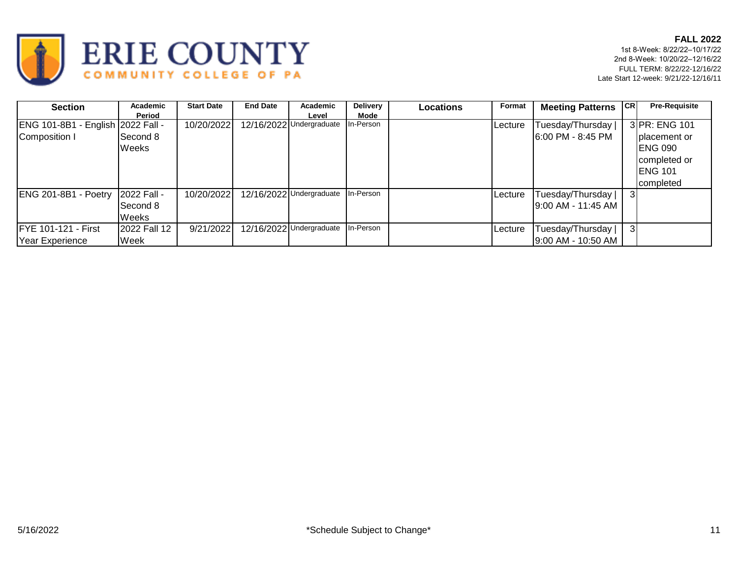# ERIE COUNTY

COMMUNITY COLLEGE OF PA

**FALL 2022**

1st 8-Week: 8/22/22–10/17/22
2nd 8-Week: 10/20/22–12/16/22
FULL TERM: 8/22/22-12/16/22
Late Start 12-week: 9/21/22-12/16/11

| Section | Academic Period | Start Date | End Date | Academic Level | Delivery Mode | Locations | Format | Meeting Patterns | CR | Pre-Requisite |
|---|---|---|---|---|---|---|---|---|---|---|
| ENG 101-8B1 - English Composition I | 2022 Fall - Second 8 Weeks | 10/20/2022 | 12/16/2022 | Undergraduate | In-Person | | Lecture | Tuesday/Thursday \| 6:00 PM - 8:45 PM | 3 | PR: ENG 101 placement or ENG 090 completed or ENG 101 completed |
| ENG 201-8B1 - Poetry | 2022 Fall - Second 8 Weeks | 10/20/2022 | 12/16/2022 | Undergraduate | In-Person | | Lecture | Tuesday/Thursday \| 9:00 AM - 11:45 AM | 3 | |
| FYE 101-121 - First Year Experience | 2022 Fall 12 Week | 9/21/2022 | 12/16/2022 | Undergraduate | In-Person | | Lecture | Tuesday/Thursday \| 9:00 AM - 10:50 AM | 3 | |

5/16/2022

*Schedule Subject to Change*